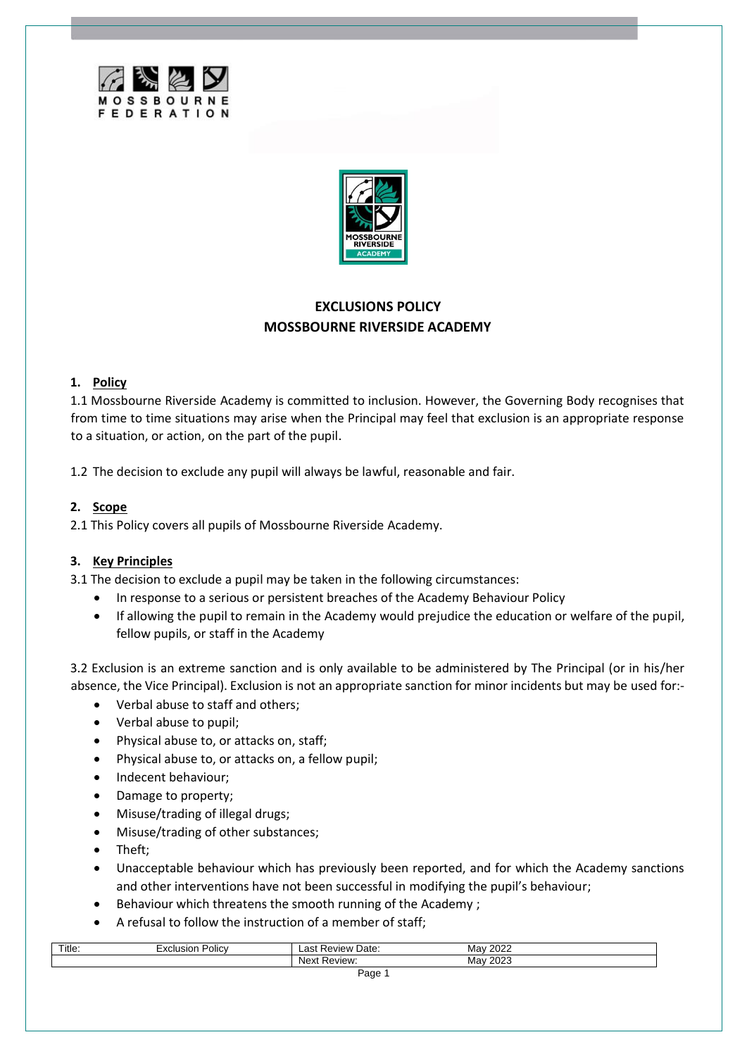# EXCLUSIONS POLICY
# MOSSBOURNE RIVERSIDE ACADEMY

## 1. Policy

1.1 Mossbourne Riverside Academy is committed to inclusion. However, the Governing Body recognises that from time to time situations may arise when the Principal may feel that exclusion is an appropriate response to a situation, or action, on the part of the pupil.

1.2 The decision to exclude any pupil will always be lawful, reasonable and fair.

## 2. Scope

2.1 This Policy covers all pupils of Mossbourne Riverside Academy.

## 3. Key Principles

3.1 The decision to exclude a pupil may be taken in the following circumstances:

- In response to a serious or persistent breaches of the Academy Behaviour Policy
- If allowing the pupil to remain in the Academy would prejudice the education or welfare of the pupil, fellow pupils, or staff in the Academy

3.2 Exclusion is an extreme sanction and is only available to be administered by The Principal (or in his/her absence, the Vice Principal). Exclusion is not an appropriate sanction for minor incidents but may be used for:-

- Verbal abuse to staff and others;
- Verbal abuse to pupil;
- Physical abuse to, or attacks on, staff;
- Physical abuse to, or attacks on, a fellow pupil;
- Indecent behaviour;
- Damage to property;
- Misuse/trading of illegal drugs;
- Misuse/trading of other substances;
- Theft;
- Unacceptable behaviour which has previously been reported, and for which the Academy sanctions and other interventions have not been successful in modifying the pupil's behaviour;
- Behaviour which threatens the smooth running of the Academy ;
- A refusal to follow the instruction of a member of staff;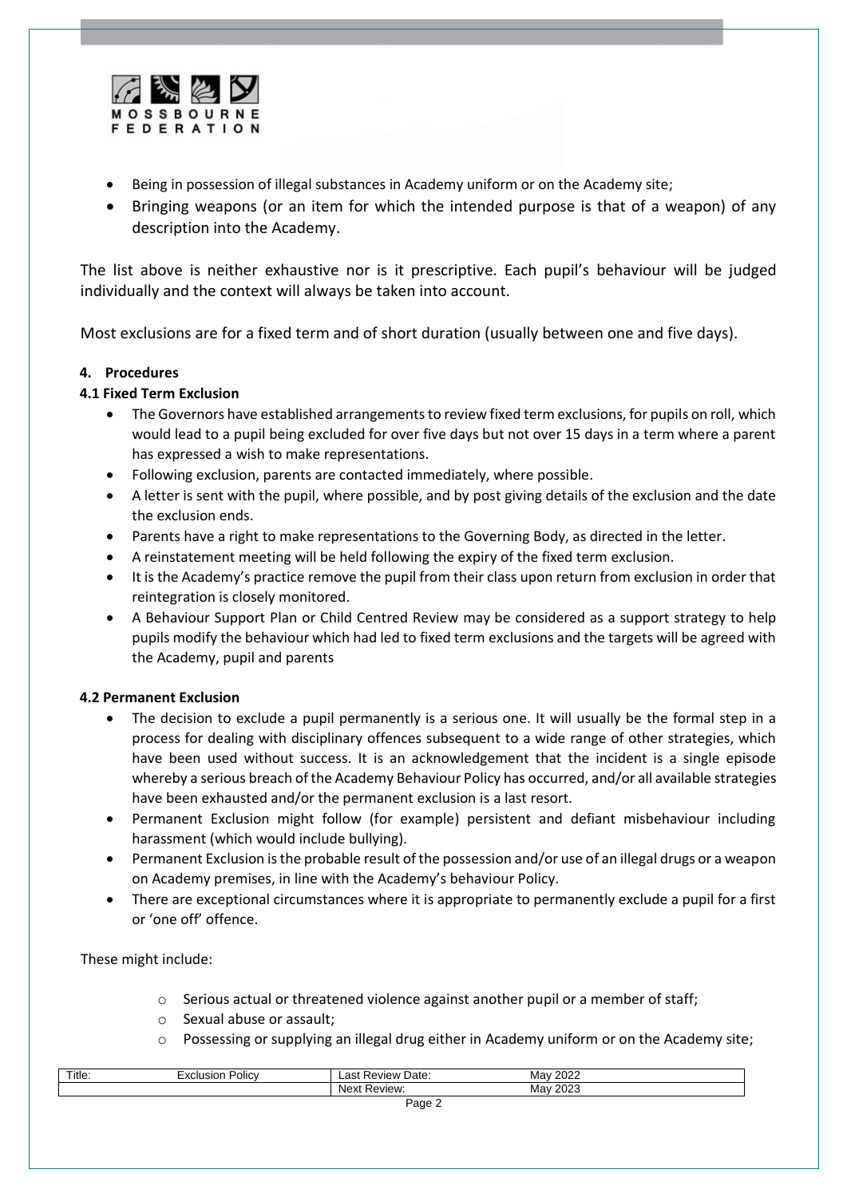- Being in possession of illegal substances in Academy uniform or on the Academy site;
- Bringing weapons (or an item for which the intended purpose is that of a weapon) of any description into the Academy.

The list above is neither exhaustive nor is it prescriptive. Each pupil's behaviour will be judged individually and the context will always be taken into account.

Most exclusions are for a fixed term and of short duration (usually between one and five days).

**4. Procedures**

**4.1 Fixed Term Exclusion**

- The Governors have established arrangements to review fixed term exclusions, for pupils on roll, which would lead to a pupil being excluded for over five days but not over 15 days in a term where a parent has expressed a wish to make representations.
- Following exclusion, parents are contacted immediately, where possible.
- A letter is sent with the pupil, where possible, and by post giving details of the exclusion and the date the exclusion ends.
- Parents have a right to make representations to the Governing Body, as directed in the letter.
- A reinstatement meeting will be held following the expiry of the fixed term exclusion.
- It is the Academy's practice remove the pupil from their class upon return from exclusion in order that reintegration is closely monitored.
- A Behaviour Support Plan or Child Centred Review may be considered as a support strategy to help pupils modify the behaviour which had led to fixed term exclusions and the targets will be agreed with the Academy, pupil and parents

**4.2 Permanent Exclusion**

- The decision to exclude a pupil permanently is a serious one. It will usually be the formal step in a process for dealing with disciplinary offences subsequent to a wide range of other strategies, which have been used without success. It is an acknowledgement that the incident is a single episode whereby a serious breach of the Academy Behaviour Policy has occurred, and/or all available strategies have been exhausted and/or the permanent exclusion is a last resort.
- Permanent Exclusion might follow (for example) persistent and defiant misbehaviour including harassment (which would include bullying).
- Permanent Exclusion is the probable result of the possession and/or use of an illegal drugs or a weapon on Academy premises, in line with the Academy's behaviour Policy.
- There are exceptional circumstances where it is appropriate to permanently exclude a pupil for a first or 'one off' offence.

These might include:

- Serious actual or threatened violence against another pupil or a member of staff;
- Sexual abuse or assault;
- Possessing or supplying an illegal drug either in Academy uniform or on the Academy site;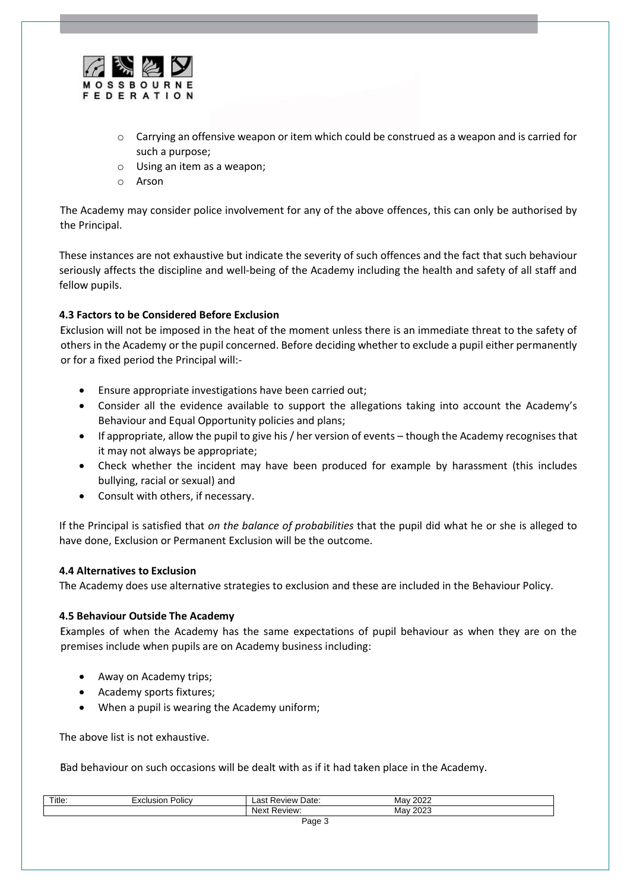- Carrying an offensive weapon or item which could be construed as a weapon and is carried for such a purpose;
- Using an item as a weapon;
- Arson

The Academy may consider police involvement for any of the above offences, this can only be authorised by the Principal.

These instances are not exhaustive but indicate the severity of such offences and the fact that such behaviour seriously affects the discipline and well-being of the Academy including the health and safety of all staff and fellow pupils.

**4.3 Factors to be Considered Before Exclusion**

Exclusion will not be imposed in the heat of the moment unless there is an immediate threat to the safety of others in the Academy or the pupil concerned. Before deciding whether to exclude a pupil either permanently or for a fixed period the Principal will:-

- Ensure appropriate investigations have been carried out;
- Consider all the evidence available to support the allegations taking into account the Academy's Behaviour and Equal Opportunity policies and plans;
- If appropriate, allow the pupil to give his / her version of events – though the Academy recognises that it may not always be appropriate;
- Check whether the incident may have been produced for example by harassment (this includes bullying, racial or sexual) and
- Consult with others, if necessary.

If the Principal is satisfied that *on the balance of probabilities* that the pupil did what he or she is alleged to have done, Exclusion or Permanent Exclusion will be the outcome.

**4.4 Alternatives to Exclusion**

The Academy does use alternative strategies to exclusion and these are included in the Behaviour Policy.

**4.5 Behaviour Outside The Academy**

Examples of when the Academy has the same expectations of pupil behaviour as when they are on the premises include when pupils are on Academy business including:

- Away on Academy trips;
- Academy sports fixtures;
- When a pupil is wearing the Academy uniform;

The above list is not exhaustive.

Bad behaviour on such occasions will be dealt with as if it had taken place in the Academy.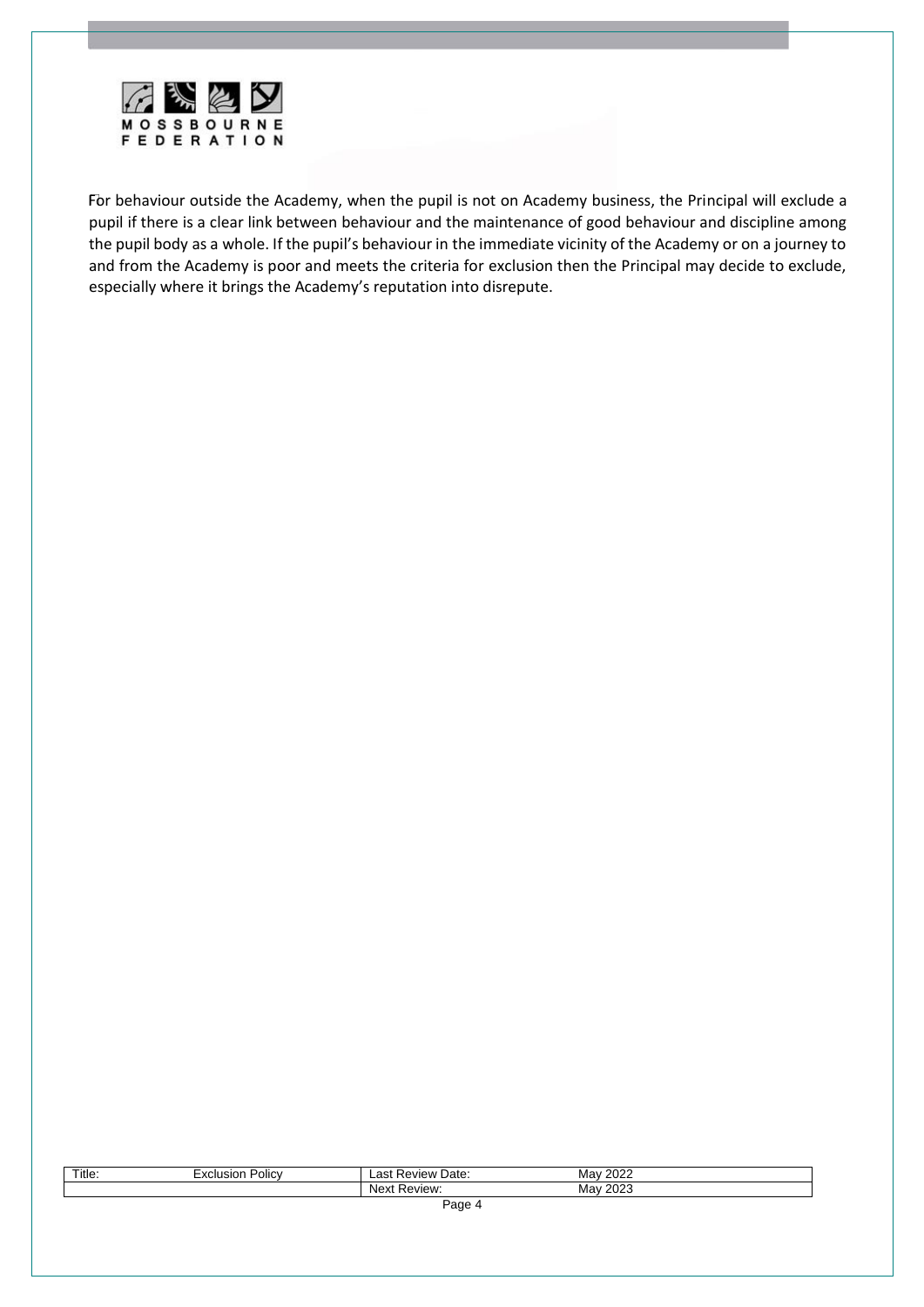For behaviour outside the Academy, when the pupil is not on Academy business, the Principal will exclude a pupil if there is a clear link between behaviour and the maintenance of good behaviour and discipline among the pupil body as a whole. If the pupil's behaviour in the immediate vicinity of the Academy or on a journey to and from the Academy is poor and meets the criteria for exclusion then the Principal may decide to exclude, especially where it brings the Academy's reputation into disrepute.